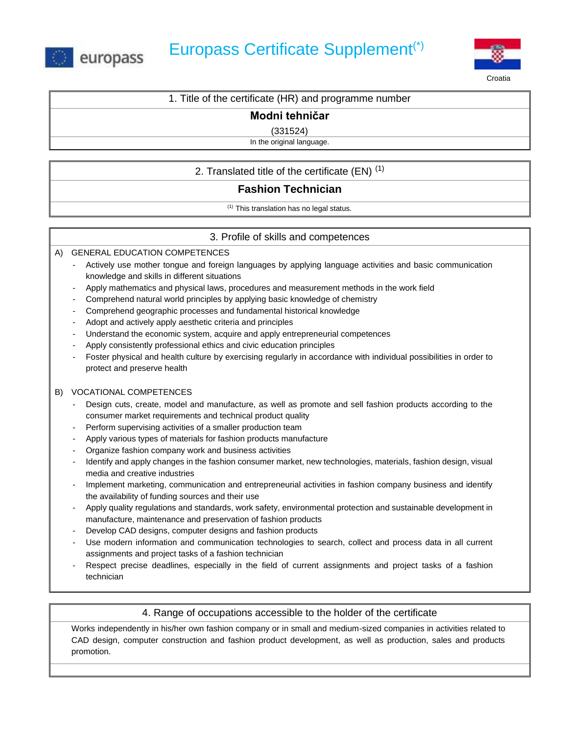# Europass Certificate Supplement(*)

Croatia

## 1. Title of the certificate (HR) and programme number

**Modni tehničar**

(331524)

In the original language.

## 2. Translated title of the certificate (EN) (1)

**Fashion Technician**

(1) This translation has no legal status.

## 3. Profile of skills and competences

A) GENERAL EDUCATION COMPETENCES

- Actively use mother tongue and foreign languages by applying language activities and basic communication knowledge and skills in different situations
- Apply mathematics and physical laws, procedures and measurement methods in the work field
- Comprehend natural world principles by applying basic knowledge of chemistry
- Comprehend geographic processes and fundamental historical knowledge
- Adopt and actively apply aesthetic criteria and principles
- Understand the economic system, acquire and apply entrepreneurial competences
- Apply consistently professional ethics and civic education principles
- Foster physical and health culture by exercising regularly in accordance with individual possibilities in order to protect and preserve health

B) VOCATIONAL COMPETENCES

- Design cuts, create, model and manufacture, as well as promote and sell fashion products according to the consumer market requirements and technical product quality
- Perform supervising activities of a smaller production team
- Apply various types of materials for fashion products manufacture
- Organize fashion company work and business activities
- Identify and apply changes in the fashion consumer market, new technologies, materials, fashion design, visual media and creative industries
- Implement marketing, communication and entrepreneurial activities in fashion company business and identify the availability of funding sources and their use
- Apply quality regulations and standards, work safety, environmental protection and sustainable development in manufacture, maintenance and preservation of fashion products
- Develop CAD designs, computer designs and fashion products
- Use modern information and communication technologies to search, collect and process data in all current assignments and project tasks of a fashion technician
- Respect precise deadlines, especially in the field of current assignments and project tasks of a fashion technician

## 4. Range of occupations accessible to the holder of the certificate

Works independently in his/her own fashion company or in small and medium-sized companies in activities related to CAD design, computer construction and fashion product development, as well as production, sales and products promotion.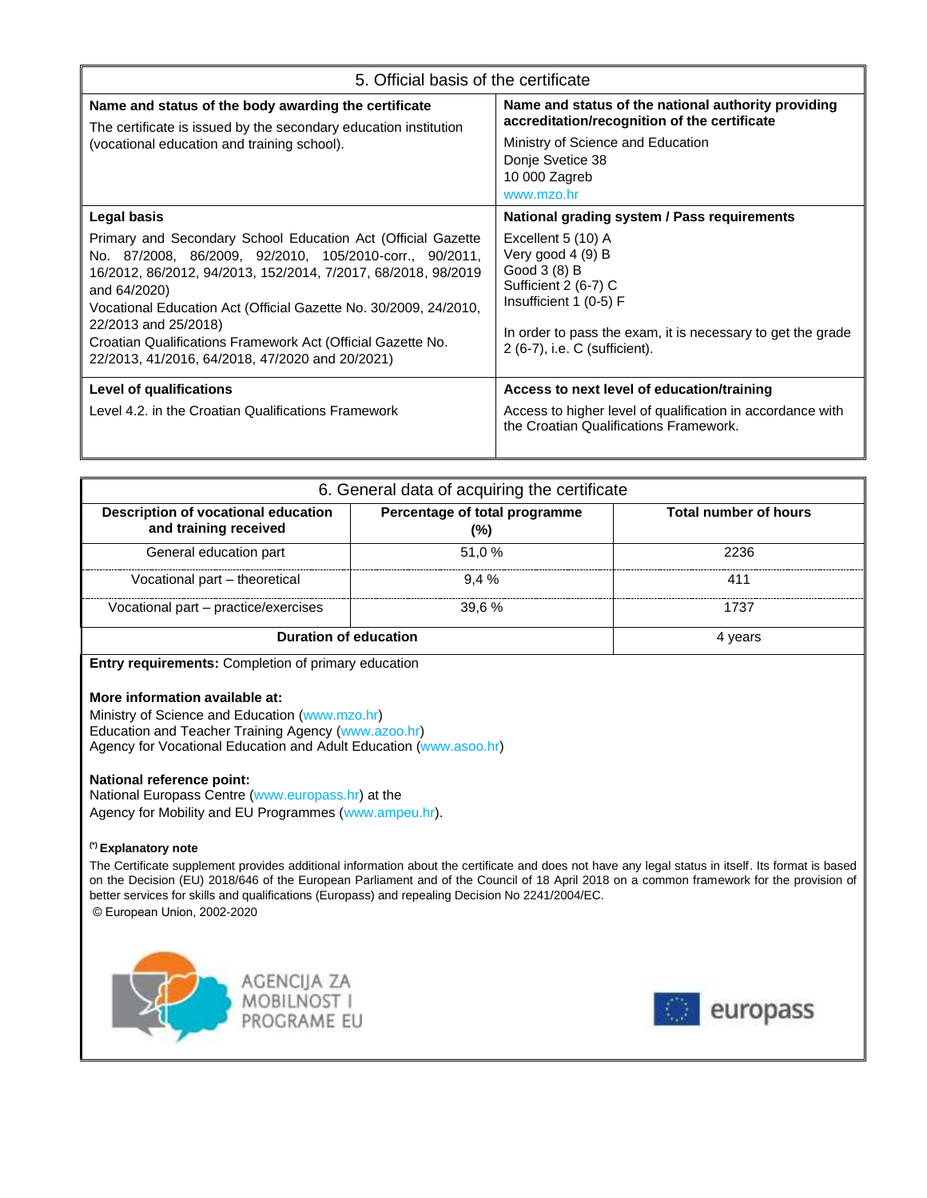## 5. Official basis of the certificate

| Name and status of the body awarding the certificate | Name and status of the national authority providing accreditation/recognition of the certificate |
|---|---|
| The certificate is issued by the secondary education institution (vocational education and training school). | Ministry of Science and Education<br>Donje Svetice 38<br>10 000 Zagreb<br>www.mzo.hr |
| **Legal basis** | **National grading system / Pass requirements** |
| Primary and Secondary School Education Act (Official Gazette No. 87/2008, 86/2009, 92/2010, 105/2010-corr., 90/2011, 16/2012, 86/2012, 94/2013, 152/2014, 7/2017, 68/2018, 98/2019 and 64/2020)<br>Vocational Education Act (Official Gazette No. 30/2009, 24/2010, 22/2013 and 25/2018)<br>Croatian Qualifications Framework Act (Official Gazette No. 22/2013, 41/2016, 64/2018, 47/2020 and 20/2021) | Excellent 5 (10) A<br>Very good 4 (9) B<br>Good 3 (8) B<br>Sufficient 2 (6-7) C<br>Insufficient 1 (0-5) F<br><br>In order to pass the exam, it is necessary to get the grade 2 (6-7), i.e. C (sufficient). |
| **Level of qualifications** | **Access to next level of education/training** |
| Level 4.2. in the Croatian Qualifications Framework | Access to higher level of qualification in accordance with the Croatian Qualifications Framework. |

## 6. General data of acquiring the certificate

| Description of vocational education and training received | Percentage of total programme (%) | Total number of hours |
|---|---|---|
| General education part | 51,0 % | 2236 |
| Vocational part – theoretical | 9,4 % | 411 |
| Vocational part – practice/exercises | 39,6 % | 1737 |
| **Duration of education** | | 4 years |

**Entry requirements:** Completion of primary education

**More information available at:**
Ministry of Science and Education (www.mzo.hr)
Education and Teacher Training Agency (www.azoo.hr)
Agency for Vocational Education and Adult Education (www.asoo.hr)

**National reference point:**
National Europass Centre (www.europass.hr) at the
Agency for Mobility and EU Programmes (www.ampeu.hr).

**(\*) Explanatory note**

The Certificate supplement provides additional information about the certificate and does not have any legal status in itself. Its format is based on the Decision (EU) 2018/646 of the European Parliament and of the Council of 18 April 2018 on a common framework for the provision of better services for skills and qualifications (Europass) and repealing Decision No 2241/2004/EC.

© European Union, 2002-2020

AGENCIJA ZA MOBILNOST I PROGRAME EU

europass